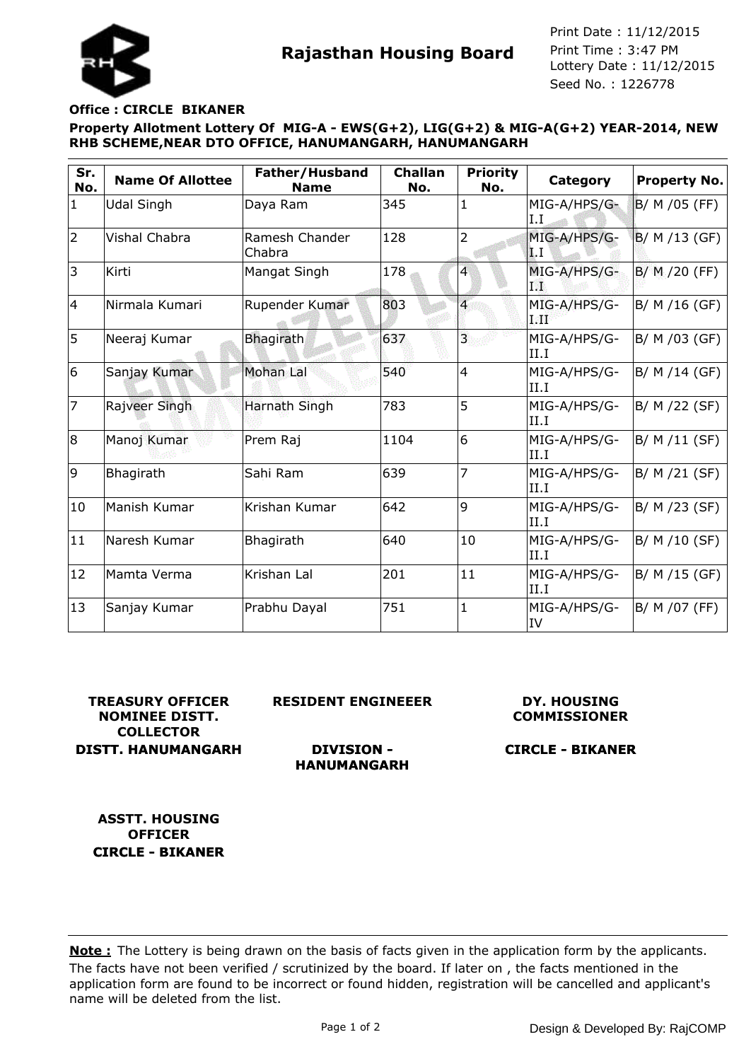# Rajasthan Housing Board

Print Date : 11/12/2015
Print Time : 3:47 PM
Lottery Date : 11/12/2015
Seed No. : 1226778

**Office : CIRCLE BIKANER**

**Property Allotment Lottery Of MIG-A - EWS(G+2), LIG(G+2) & MIG-A(G+2) YEAR-2014, NEW RHB SCHEME,NEAR DTO OFFICE, HANUMANGARH, HANUMANGARH**

| Sr. No. | Name Of Allottee | Father/Husband Name | Challan No. | Priority No. | Category | Property No. |
|---|---|---|---|---|---|---|
| 1 | Udal Singh | Daya Ram | 345 | 1 | MIG-A/HPS/G-I.I | B/ M /05 (FF) |
| 2 | Vishal Chabra | Ramesh Chander Chabra | 128 | 2 | MIG-A/HPS/G-I.I | B/ M /13 (GF) |
| 3 | Kirti | Mangat Singh | 178 | 4 | MIG-A/HPS/G-I.I | B/ M /20 (FF) |
| 4 | Nirmala Kumari | Rupender Kumar | 803 | 4 | MIG-A/HPS/G-I.II | B/ M /16 (GF) |
| 5 | Neeraj Kumar | Bhagirath | 637 | 3 | MIG-A/HPS/G-II.I | B/ M /03 (GF) |
| 6 | Sanjay Kumar | Mohan Lal | 540 | 4 | MIG-A/HPS/G-II.I | B/ M /14 (GF) |
| 7 | Rajveer Singh | Harnath Singh | 783 | 5 | MIG-A/HPS/G-II.I | B/ M /22 (SF) |
| 8 | Manoj Kumar | Prem Raj | 1104 | 6 | MIG-A/HPS/G-II.I | B/ M /11 (SF) |
| 9 | Bhagirath | Sahi Ram | 639 | 7 | MIG-A/HPS/G-II.I | B/ M /21 (SF) |
| 10 | Manish Kumar | Krishan Kumar | 642 | 9 | MIG-A/HPS/G-II.I | B/ M /23 (SF) |
| 11 | Naresh Kumar | Bhagirath | 640 | 10 | MIG-A/HPS/G-II.I | B/ M /10 (SF) |
| 12 | Mamta Verma | Krishan Lal | 201 | 11 | MIG-A/HPS/G-II.I | B/ M /15 (GF) |
| 13 | Sanjay Kumar | Prabhu Dayal | 751 | 1 | MIG-A/HPS/G-IV | B/ M /07 (FF) |

**TREASURY OFFICER NOMINEE DISTT. COLLECTOR**
**DISTT. HANUMANGARH**

**RESIDENT ENGINEEER**
**DIVISION - HANUMANGARH**

**DY. HOUSING COMMISSIONER**
**CIRCLE - BIKANER**

**ASSTT. HOUSING OFFICER**
**CIRCLE - BIKANER**

**Note :** The Lottery is being drawn on the basis of facts given in the application form by the applicants. The facts have not been verified / scrutinized by the board. If later on , the facts mentioned in the application form are found to be incorrect or found hidden, registration will be cancelled and applicant's name will be deleted from the list.

Design & Developed By: RajCOMP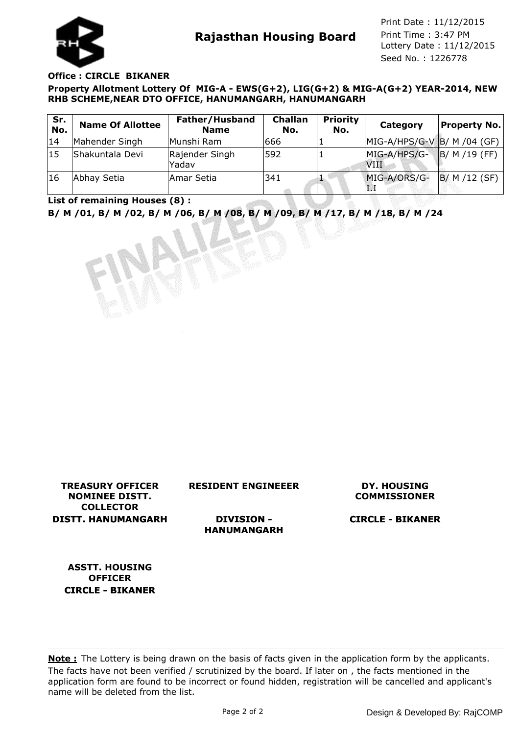**Rajasthan Housing Board**

Print Date : 11/12/2015
Print Time : 3:47 PM
Lottery Date : 11/12/2015
Seed No. : 1226778

**Office : CIRCLE BIKANER**

**Property Allotment Lottery Of MIG-A - EWS(G+2), LIG(G+2) & MIG-A(G+2) YEAR-2014, NEW RHB SCHEME,NEAR DTO OFFICE, HANUMANGARH, HANUMANGARH**

| Sr. No. | Name Of Allottee | Father/Husband Name | Challan No. | Priority No. | Category | Property No. |
|---|---|---|---|---|---|---|
| 14 | Mahender Singh | Munshi Ram | 666 | 1 | MIG-A/HPS/G-V | B/ M /04 (GF) |
| 15 | Shakuntala Devi | Rajender Singh Yadav | 592 | 1 | MIG-A/HPS/G-VIII | B/ M /19 (FF) |
| 16 | Abhay Setia | Amar Setia | 341 | 1 | MIG-A/ORS/G-I.I | B/ M /12 (SF) |

**List of remaining Houses (8) :**

**B/ M /01, B/ M /02, B/ M /06, B/ M /08, B/ M /09, B/ M /17, B/ M /18, B/ M /24**

**TREASURY OFFICER NOMINEE DISTT. COLLECTOR**
**DISTT. HANUMANGARH**

**RESIDENT ENGINEEER**
**DIVISION - HANUMANGARH**

**DY. HOUSING COMMISSIONER**
**CIRCLE - BIKANER**

**ASSTT. HOUSING OFFICER**
**CIRCLE - BIKANER**

**Note :** The Lottery is being drawn on the basis of facts given in the application form by the applicants. The facts have not been verified / scrutinized by the board. If later on , the facts mentioned in the application form are found to be incorrect or found hidden, registration will be cancelled and applicant's name will be deleted from the list.

Design & Developed By: RajCOMP